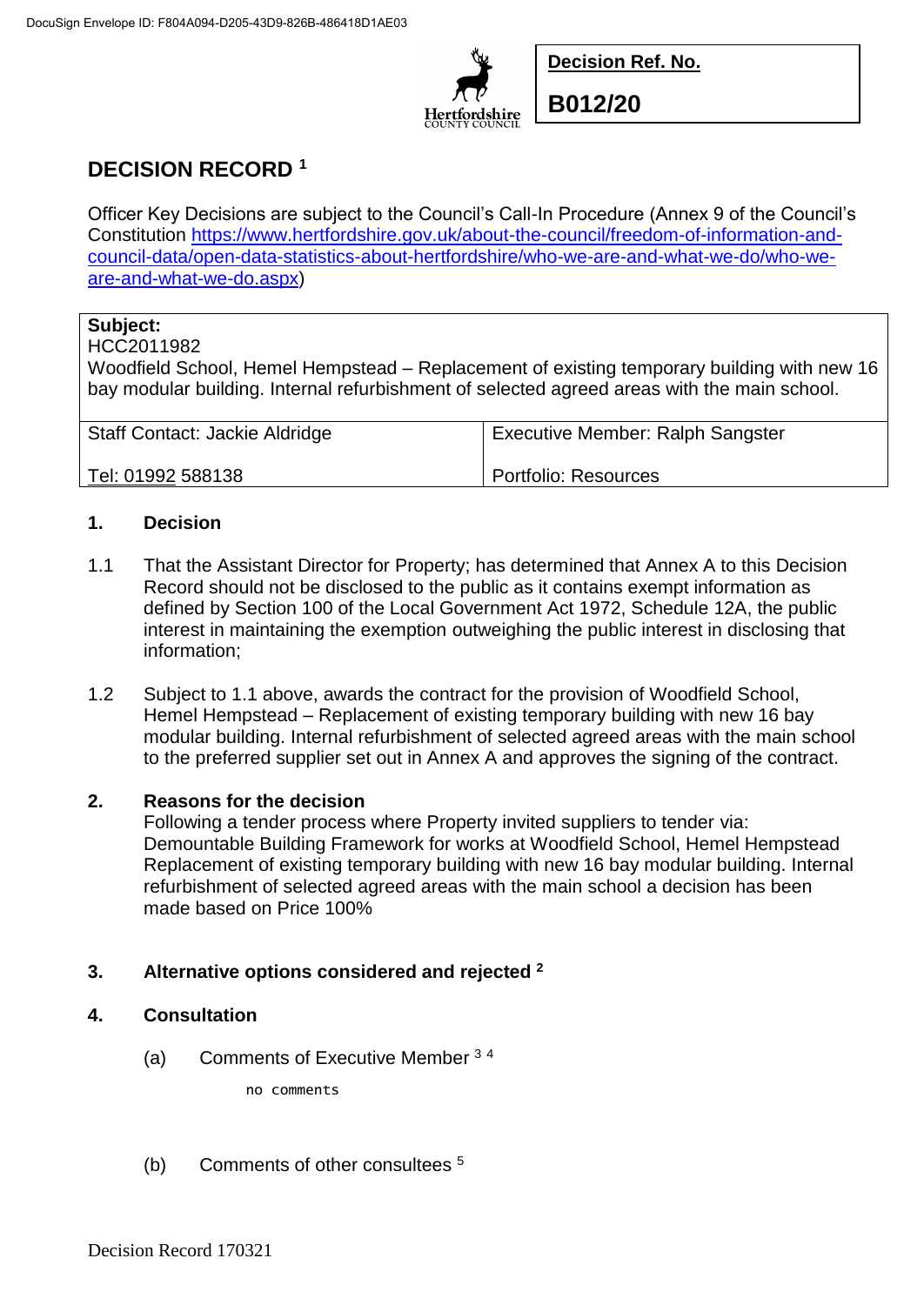DocuSign Envelope ID: F804A094-D205-43D9-826B-486418D1AE03

Hertfordshire COUNTY COUNCIL

| Decision Ref. No. |
|---|
| **B012/20** |

# DECISION RECORD [1]

Officer Key Decisions are subject to the Council's Call-In Procedure (Annex 9 of the Council's Constitution https://www.hertfordshire.gov.uk/about-the-council/freedom-of-information-and-council-data/open-data-statistics-about-hertfordshire/who-we-are-and-what-we-do/who-we-are-and-what-we-do.aspx)

| **Subject:**<br>HCC2011982<br>Woodfield School, Hemel Hempstead – Replacement of existing temporary building with new 16 bay modular building. Internal refurbishment of selected agreed areas with the main school. | |
|---|---|
| Staff Contact: Jackie Aldridge<br><br>Tel: 01992 588138 | Executive Member: Ralph Sangster<br><br>Portfolio: Resources |

## 1. Decision

1.1 That the Assistant Director for Property; has determined that Annex A to this Decision Record should not be disclosed to the public as it contains exempt information as defined by Section 100 of the Local Government Act 1972, Schedule 12A, the public interest in maintaining the exemption outweighing the public interest in disclosing that information;

1.2 Subject to 1.1 above, awards the contract for the provision of Woodfield School, Hemel Hempstead – Replacement of existing temporary building with new 16 bay modular building. Internal refurbishment of selected agreed areas with the main school to the preferred supplier set out in Annex A and approves the signing of the contract.

## 2. Reasons for the decision

Following a tender process where Property invited suppliers to tender via: Demountable Building Framework for works at Woodfield School, Hemel Hempstead Replacement of existing temporary building with new 16 bay modular building. Internal refurbishment of selected agreed areas with the main school a decision has been made based on Price 100%

## 3. Alternative options considered and rejected [2]

## 4. Consultation

(a) Comments of Executive Member [3] [4]

no comments

(b) Comments of other consultees [5]

Decision Record 170321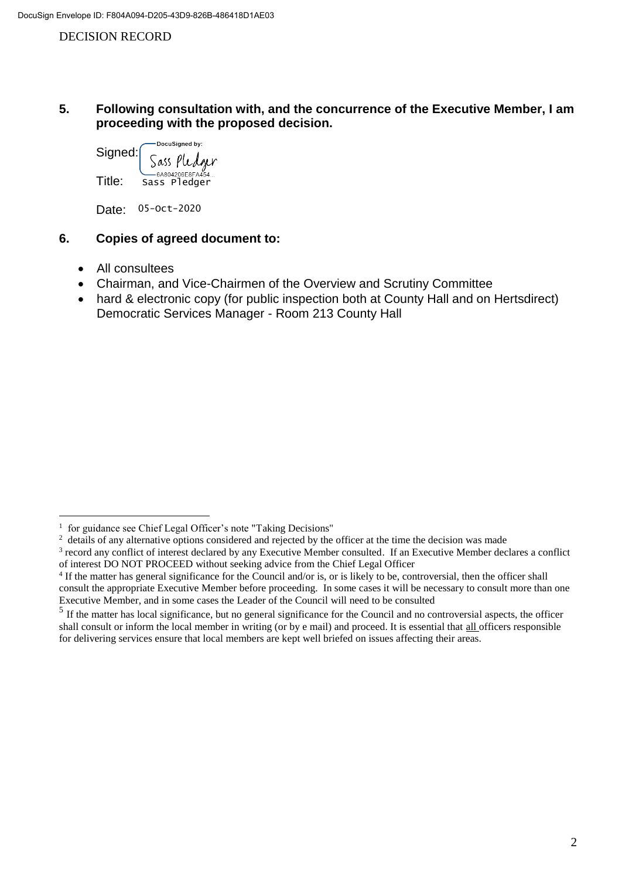DocuSign Envelope ID: F804A094-D205-43D9-826B-486418D1AE03

DECISION RECORD

**5. Following consultation with, and the concurrence of the Executive Member, I am proceeding with the proposed decision.**

Signed: DocuSigned by: Sass Pledger 6A804206E8FA454...

Title: Sass Pledger

Date: 05-Oct-2020

**6. Copies of agreed document to:**

- All consultees
- Chairman, and Vice-Chairmen of the Overview and Scrutiny Committee
- hard & electronic copy (for public inspection both at County Hall and on Hertsdirect) Democratic Services Manager - Room 213 County Hall

---

[1] for guidance see Chief Legal Officer's note "Taking Decisions"

[2] details of any alternative options considered and rejected by the officer at the time the decision was made

[3] record any conflict of interest declared by any Executive Member consulted. If an Executive Member declares a conflict of interest DO NOT PROCEED without seeking advice from the Chief Legal Officer

[4] If the matter has general significance for the Council and/or is, or is likely to be, controversial, then the officer shall consult the appropriate Executive Member before proceeding. In some cases it will be necessary to consult more than one Executive Member, and in some cases the Leader of the Council will need to be consulted

[5] If the matter has local significance, but no general significance for the Council and no controversial aspects, the officer shall consult or inform the local member in writing (or by e mail) and proceed. It is essential that all officers responsible for delivering services ensure that local members are kept well briefed on issues affecting their areas.